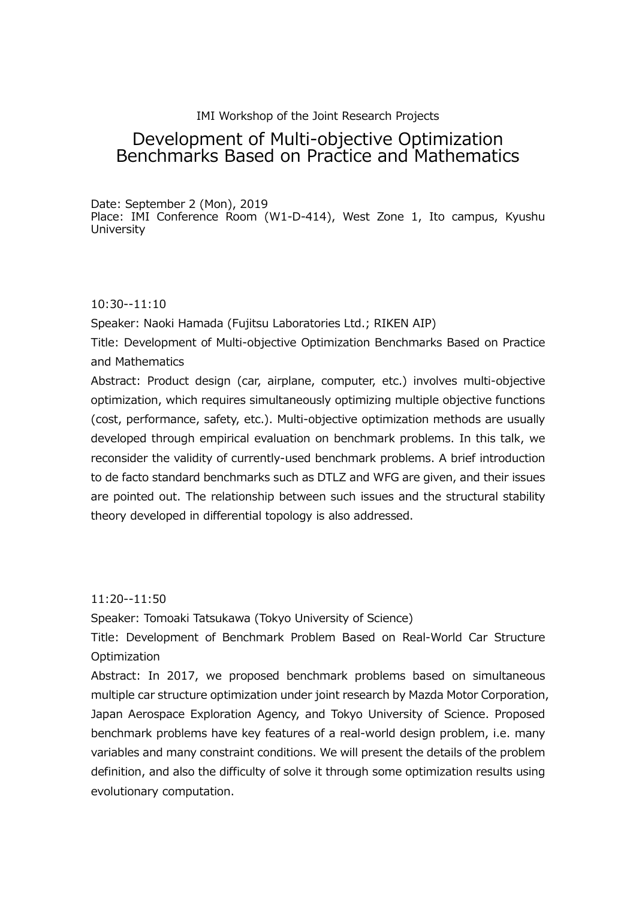IMI Workshop of the Joint Research Projects

# Development of Multi-objective Optimization Benchmarks Based on Practice and Mathematics

Date: September 2 (Mon), 2019
Place: IMI Conference Room (W1-D-414), West Zone 1, Ito campus, Kyushu University

10:30--11:10

Speaker: Naoki Hamada (Fujitsu Laboratories Ltd.; RIKEN AIP)

Title: Development of Multi-objective Optimization Benchmarks Based on Practice and Mathematics

Abstract: Product design (car, airplane, computer, etc.) involves multi-objective optimization, which requires simultaneously optimizing multiple objective functions (cost, performance, safety, etc.). Multi-objective optimization methods are usually developed through empirical evaluation on benchmark problems. In this talk, we reconsider the validity of currently-used benchmark problems. A brief introduction to de facto standard benchmarks such as DTLZ and WFG are given, and their issues are pointed out. The relationship between such issues and the structural stability theory developed in differential topology is also addressed.

11:20--11:50

Speaker: Tomoaki Tatsukawa (Tokyo University of Science)

Title: Development of Benchmark Problem Based on Real-World Car Structure Optimization

Abstract: In 2017, we proposed benchmark problems based on simultaneous multiple car structure optimization under joint research by Mazda Motor Corporation, Japan Aerospace Exploration Agency, and Tokyo University of Science. Proposed benchmark problems have key features of a real-world design problem, i.e. many variables and many constraint conditions. We will present the details of the problem definition, and also the difficulty of solve it through some optimization results using evolutionary computation.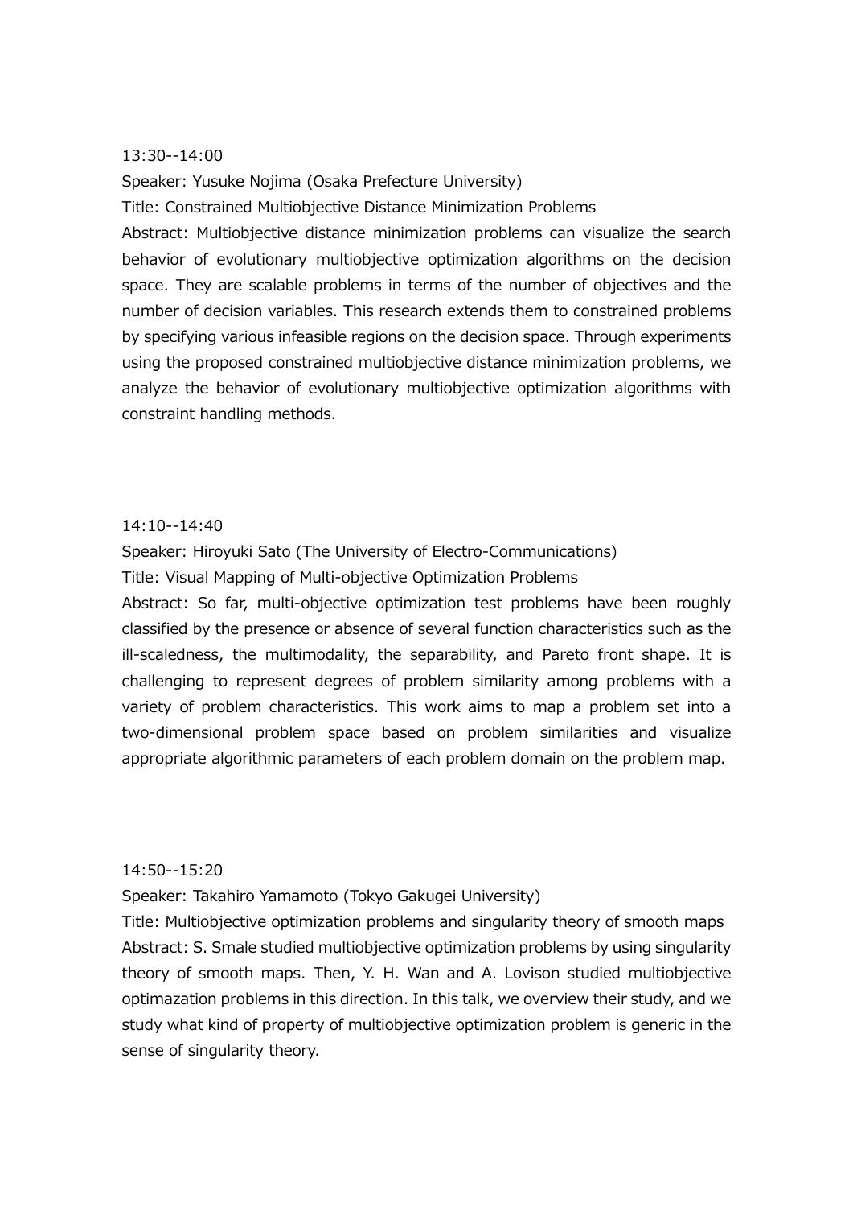13:30--14:00

Speaker: Yusuke Nojima (Osaka Prefecture University)

Title: Constrained Multiobjective Distance Minimization Problems

Abstract: Multiobjective distance minimization problems can visualize the search behavior of evolutionary multiobjective optimization algorithms on the decision space. They are scalable problems in terms of the number of objectives and the number of decision variables. This research extends them to constrained problems by specifying various infeasible regions on the decision space. Through experiments using the proposed constrained multiobjective distance minimization problems, we analyze the behavior of evolutionary multiobjective optimization algorithms with constraint handling methods.

14:10--14:40

Speaker: Hiroyuki Sato (The University of Electro-Communications)

Title: Visual Mapping of Multi-objective Optimization Problems

Abstract: So far, multi-objective optimization test problems have been roughly classified by the presence or absence of several function characteristics such as the ill-scaledness, the multimodality, the separability, and Pareto front shape. It is challenging to represent degrees of problem similarity among problems with a variety of problem characteristics. This work aims to map a problem set into a two-dimensional problem space based on problem similarities and visualize appropriate algorithmic parameters of each problem domain on the problem map.

14:50--15:20

Speaker: Takahiro Yamamoto (Tokyo Gakugei University)

Title: Multiobjective optimization problems and singularity theory of smooth maps

Abstract: S. Smale studied multiobjective optimization problems by using singularity theory of smooth maps. Then, Y. H. Wan and A. Lovison studied multiobjective optimazation problems in this direction. In this talk, we overview their study, and we study what kind of property of multiobjective optimization problem is generic in the sense of singularity theory.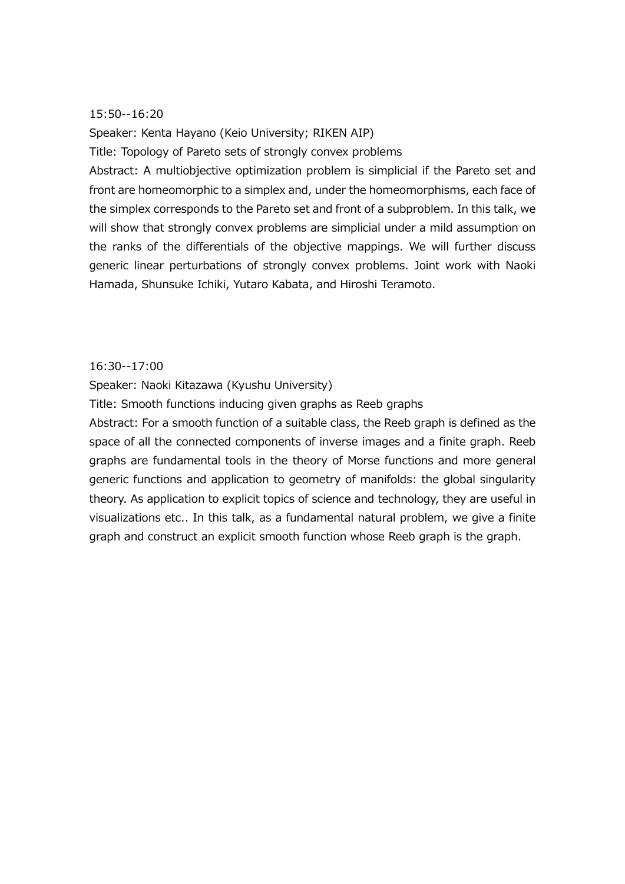15:50--16:20

Speaker: Kenta Hayano (Keio University; RIKEN AIP)

Title: Topology of Pareto sets of strongly convex problems

Abstract: A multiobjective optimization problem is simplicial if the Pareto set and front are homeomorphic to a simplex and, under the homeomorphisms, each face of the simplex corresponds to the Pareto set and front of a subproblem. In this talk, we will show that strongly convex problems are simplicial under a mild assumption on the ranks of the differentials of the objective mappings. We will further discuss generic linear perturbations of strongly convex problems. Joint work with Naoki Hamada, Shunsuke Ichiki, Yutaro Kabata, and Hiroshi Teramoto.

16:30--17:00

Speaker: Naoki Kitazawa (Kyushu University)

Title: Smooth functions inducing given graphs as Reeb graphs

Abstract: For a smooth function of a suitable class, the Reeb graph is defined as the space of all the connected components of inverse images and a finite graph. Reeb graphs are fundamental tools in the theory of Morse functions and more general generic functions and application to geometry of manifolds: the global singularity theory. As application to explicit topics of science and technology, they are useful in visualizations etc.. In this talk, as a fundamental natural problem, we give a finite graph and construct an explicit smooth function whose Reeb graph is the graph.